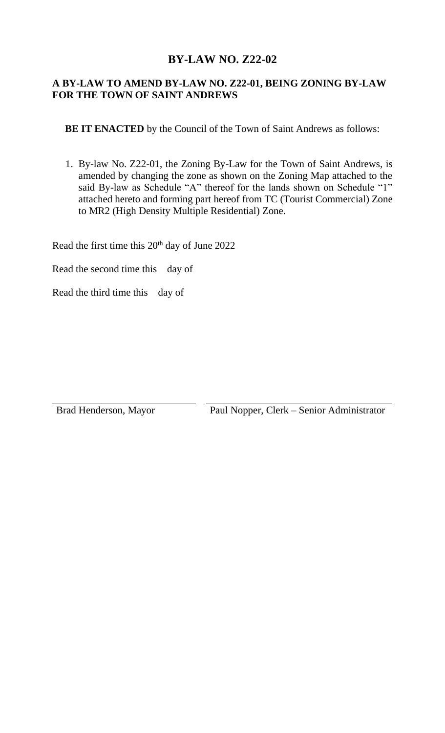# BY-LAW NO. Z22-02

## A BY-LAW TO AMEND BY-LAW NO. Z22-01, BEING ZONING BY-LAW FOR THE TOWN OF SAINT ANDREWS

**BE IT ENACTED** by the Council of the Town of Saint Andrews as follows:

1. By-law No. Z22-01, the Zoning By-Law for the Town of Saint Andrews, is amended by changing the zone as shown on the Zoning Map attached to the said By-law as Schedule "A" thereof for the lands shown on Schedule "1" attached hereto and forming part hereof from TC (Tourist Commercial) Zone to MR2 (High Density Multiple Residential) Zone.

Read the first time this 20th day of June 2022

Read the second time this day of

Read the third time this day of

Brad Henderson, Mayor

Paul Nopper, Clerk – Senior Administrator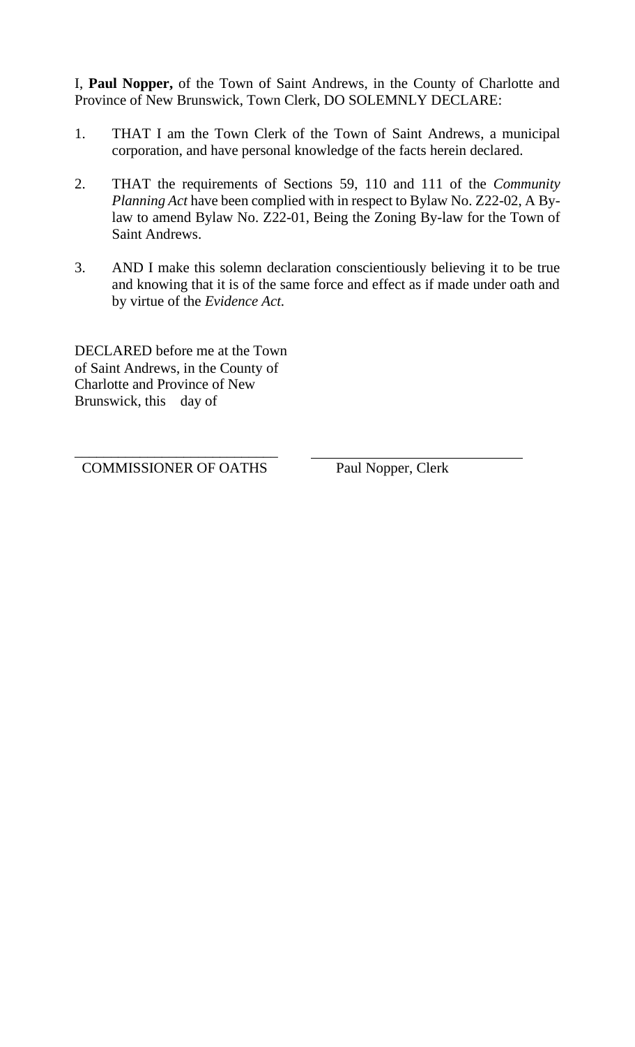I, **Paul Nopper,** of the Town of Saint Andrews, in the County of Charlotte and Province of New Brunswick, Town Clerk, DO SOLEMNLY DECLARE:

1. THAT I am the Town Clerk of the Town of Saint Andrews, a municipal corporation, and have personal knowledge of the facts herein declared.

2. THAT the requirements of Sections 59, 110 and 111 of the *Community Planning Act* have been complied with in respect to Bylaw No. Z22-02, A By-law to amend Bylaw No. Z22-01, Being the Zoning By-law for the Town of Saint Andrews.

3. AND I make this solemn declaration conscientiously believing it to be true and knowing that it is of the same force and effect as if made under oath and by virtue of the *Evidence Act.*

DECLARED before me at the Town of Saint Andrews, in the County of Charlotte and Province of New Brunswick, this day of

\_\_\_\_\_\_\_\_\_\_\_\_\_\_\_\_\_\_\_\_\_\_\_\_\_\_\_\_ \_\_\_\_\_\_\_\_\_\_\_\_\_\_\_\_\_\_\_\_\_\_\_\_\_\_\_\_

COMMISSIONER OF OATHS Paul Nopper, Clerk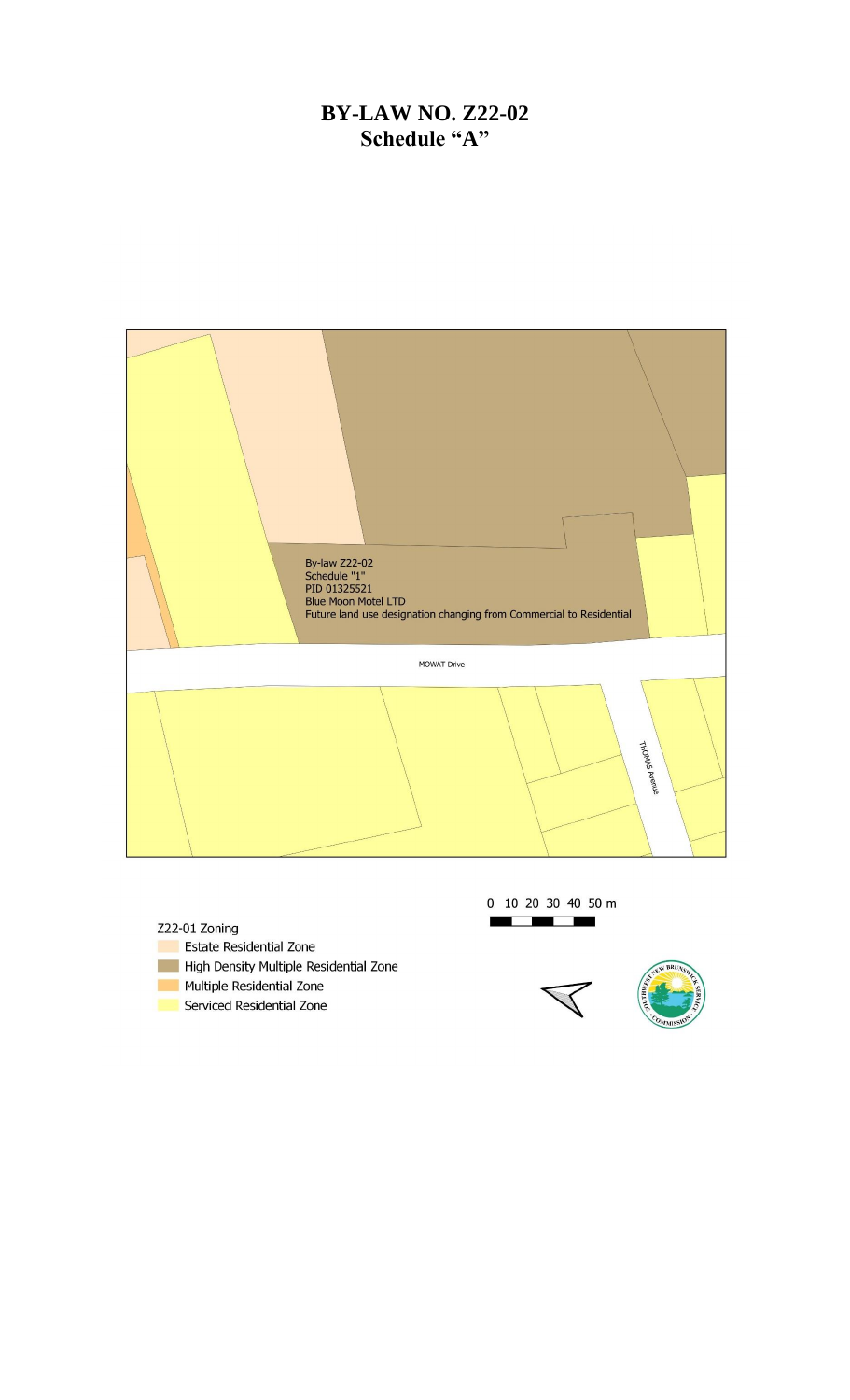# BY-LAW NO. Z22-02
## Schedule "A"

By-law Z22-02
Schedule "1"
PID 01325521
Blue Moon Motel LTD
Future land use designation changing from Commercial to Residential

MOWAT Drive

THOMAS Avenue

Z22-01 Zoning
Estate Residential Zone
High Density Multiple Residential Zone
Multiple Residential Zone
Serviced Residential Zone

0 10 20 30 40 50 m